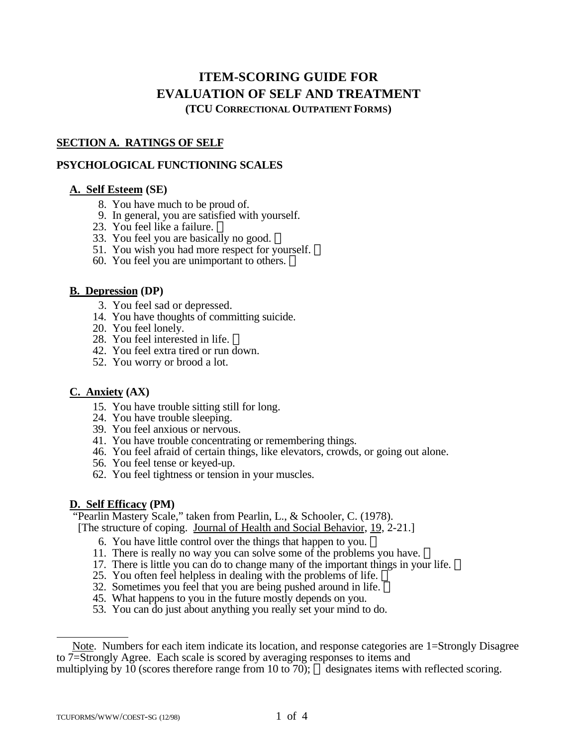# ITEM-SCORING GUIDE FOR EVALUATION OF SELF AND TREATMENT

### (TCU CORRECTIONAL OUTPATIENT FORMS)

## SECTION A. RATINGS OF SELF

## PSYCHOLOGICAL FUNCTIONING SCALES

### A. Self Esteem (SE)

8. You have much to be proud of.
9. In general, you are satisfied with yourself.
23. You feel like a failure. ®
33. You feel you are basically no good. ®
51. You wish you had more respect for yourself. ®
60. You feel you are unimportant to others. ®

### B. Depression (DP)

3. You feel sad or depressed.
14. You have thoughts of committing suicide.
20. You feel lonely.
28. You feel interested in life. ®
42. You feel extra tired or run down.
52. You worry or brood a lot.

### C. Anxiety (AX)

15. You have trouble sitting still for long.
24. You have trouble sleeping.
39. You feel anxious or nervous.
41. You have trouble concentrating or remembering things.
46. You feel afraid of certain things, like elevators, crowds, or going out alone.
56. You feel tense or keyed-up.
62. You feel tightness or tension in your muscles.

### D. Self Efficacy (PM)

"Pearlin Mastery Scale," taken from Pearlin, L., & Schooler, C. (1978). [The structure of coping. Journal of Health and Social Behavior, 19, 2-21.]

6. You have little control over the things that happen to you. ®
11. There is really no way you can solve some of the problems you have. ®
17. There is little you can do to change many of the important things in your life. ®
25. You often feel helpless in dealing with the problems of life. ®
32. Sometimes you feel that you are being pushed around in life. ®
45. What happens to you in the future mostly depends on you.
53. You can do just about anything you really set your mind to do.

---

Note. Numbers for each item indicate its location, and response categories are 1=Strongly Disagree to 7=Strongly Agree. Each scale is scored by averaging responses to items and multiplying by 10 (scores therefore range from 10 to 70); ® designates items with reflected scoring.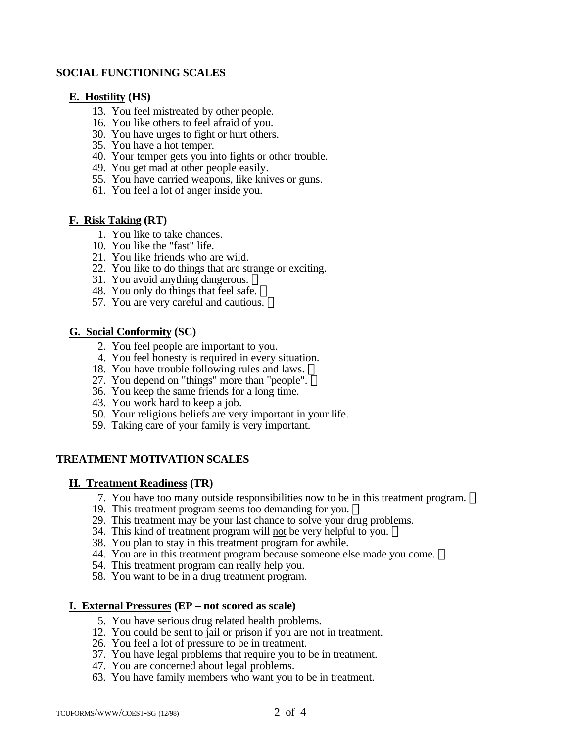## SOCIAL FUNCTIONING SCALES

### E. Hostility (HS)

13. You feel mistreated by other people.
16. You like others to feel afraid of you.
30. You have urges to fight or hurt others.
35. You have a hot temper.
40. Your temper gets you into fights or other trouble.
49. You get mad at other people easily.
55. You have carried weapons, like knives or guns.
61. You feel a lot of anger inside you.

### F. Risk Taking (RT)

1. You like to take chances.
10. You like the "fast" life.
21. You like friends who are wild.
22. You like to do things that are strange or exciting.
31. You avoid anything dangerous. ®
48. You only do things that feel safe. ®
57. You are very careful and cautious. ®

### G. Social Conformity (SC)

2. You feel people are important to you.
4. You feel honesty is required in every situation.
18. You have trouble following rules and laws. ®
27. You depend on "things" more than "people". ®
36. You keep the same friends for a long time.
43. You work hard to keep a job.
50. Your religious beliefs are very important in your life.
59. Taking care of your family is very important.

## TREATMENT MOTIVATION SCALES

### H. Treatment Readiness (TR)

7. You have too many outside responsibilities now to be in this treatment program. ®
19. This treatment program seems too demanding for you. ®
29. This treatment may be your last chance to solve your drug problems.
34. This kind of treatment program will <u>not</u> be very helpful to you. ®
38. You plan to stay in this treatment program for awhile.
44. You are in this treatment program because someone else made you come. ®
54. This treatment program can really help you.
58. You want to be in a drug treatment program.

### I. External Pressures (EP – not scored as scale)

5. You have serious drug related health problems.
12. You could be sent to jail or prison if you are not in treatment.
26. You feel a lot of pressure to be in treatment.
37. You have legal problems that require you to be in treatment.
47. You are concerned about legal problems.
63. You have family members who want you to be in treatment.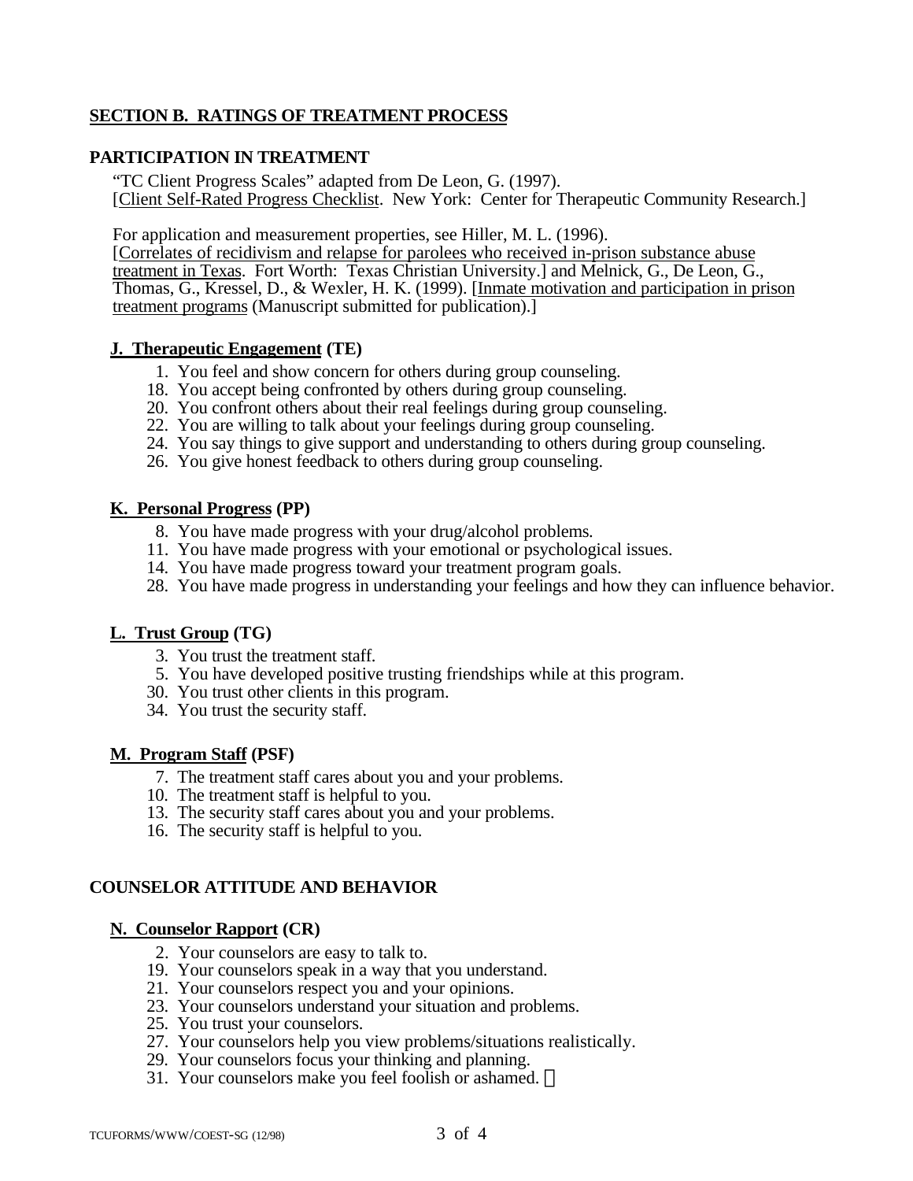## SECTION B. RATINGS OF TREATMENT PROCESS

### PARTICIPATION IN TREATMENT

"TC Client Progress Scales" adapted from De Leon, G. (1997). [Client Self-Rated Progress Checklist. New York: Center for Therapeutic Community Research.]

For application and measurement properties, see Hiller, M. L. (1996). [Correlates of recidivism and relapse for parolees who received in-prison substance abuse treatment in Texas. Fort Worth: Texas Christian University.] and Melnick, G., De Leon, G., Thomas, G., Kressel, D., & Wexler, H. K. (1999). [Inmate motivation and participation in prison treatment programs (Manuscript submitted for publication).]

#### J. Therapeutic Engagement (TE)

1. You feel and show concern for others during group counseling.
18. You accept being confronted by others during group counseling.
20. You confront others about their real feelings during group counseling.
22. You are willing to talk about your feelings during group counseling.
24. You say things to give support and understanding to others during group counseling.
26. You give honest feedback to others during group counseling.

#### K. Personal Progress (PP)

8. You have made progress with your drug/alcohol problems.
11. You have made progress with your emotional or psychological issues.
14. You have made progress toward your treatment program goals.
28. You have made progress in understanding your feelings and how they can influence behavior.

#### L. Trust Group (TG)

3. You trust the treatment staff.
5. You have developed positive trusting friendships while at this program.
30. You trust other clients in this program.
34. You trust the security staff.

#### M. Program Staff (PSF)

7. The treatment staff cares about you and your problems.
10. The treatment staff is helpful to you.
13. The security staff cares about you and your problems.
16. The security staff is helpful to you.

### COUNSELOR ATTITUDE AND BEHAVIOR

#### N. Counselor Rapport (CR)

2. Your counselors are easy to talk to.
19. Your counselors speak in a way that you understand.
21. Your counselors respect you and your opinions.
23. Your counselors understand your situation and problems.
25. You trust your counselors.
27. Your counselors help you view problems/situations realistically.
29. Your counselors focus your thinking and planning.
31. Your counselors make you feel foolish or ashamed. ®

TCUFORMS/WWW/COEST-SG (12/98)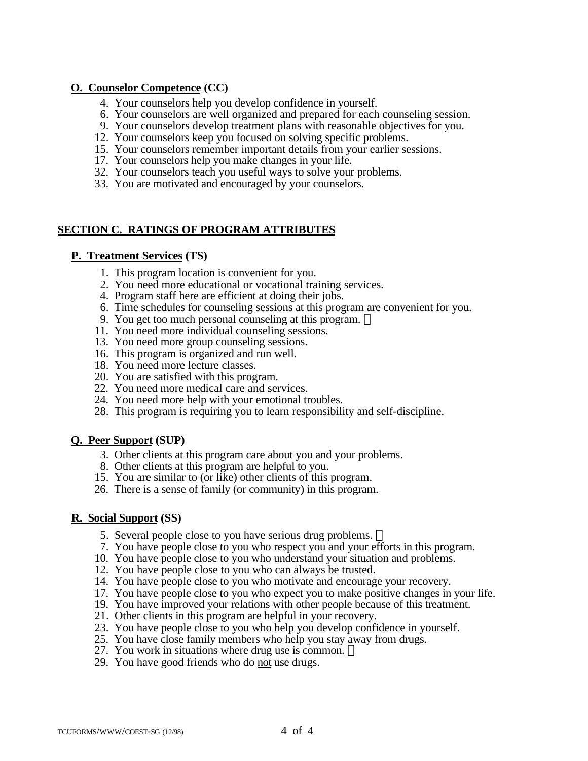**O. Counselor Competence (CC)**

4. Your counselors help you develop confidence in yourself.
6. Your counselors are well organized and prepared for each counseling session.
9. Your counselors develop treatment plans with reasonable objectives for you.
12. Your counselors keep you focused on solving specific problems.
15. Your counselors remember important details from your earlier sessions.
17. Your counselors help you make changes in your life.
32. Your counselors teach you useful ways to solve your problems.
33. You are motivated and encouraged by your counselors.

## SECTION C. RATINGS OF PROGRAM ATTRIBUTES

**P. Treatment Services (TS)**

1. This program location is convenient for you.
2. You need more educational or vocational training services.
4. Program staff here are efficient at doing their jobs.
6. Time schedules for counseling sessions at this program are convenient for you.
9. You get too much personal counseling at this program. ®
11. You need more individual counseling sessions.
13. You need more group counseling sessions.
16. This program is organized and run well.
18. You need more lecture classes.
20. You are satisfied with this program.
22. You need more medical care and services.
24. You need more help with your emotional troubles.
28. This program is requiring you to learn responsibility and self-discipline.

**Q. Peer Support (SUP)**

3. Other clients at this program care about you and your problems.
8. Other clients at this program are helpful to you.
15. You are similar to (or like) other clients of this program.
26. There is a sense of family (or community) in this program.

**R. Social Support (SS)**

5. Several people close to you have serious drug problems. ®
7. You have people close to you who respect you and your efforts in this program.
10. You have people close to you who understand your situation and problems.
12. You have people close to you who can always be trusted.
14. You have people close to you who motivate and encourage your recovery.
17. You have people close to you who expect you to make positive changes in your life.
19. You have improved your relations with other people because of this treatment.
21. Other clients in this program are helpful in your recovery.
23. You have people close to you who help you develop confidence in yourself.
25. You have close family members who help you stay away from drugs.
27. You work in situations where drug use is common. ®
29. You have good friends who do not use drugs.

TCUFORMS/WWW/COEST-SG (12/98)